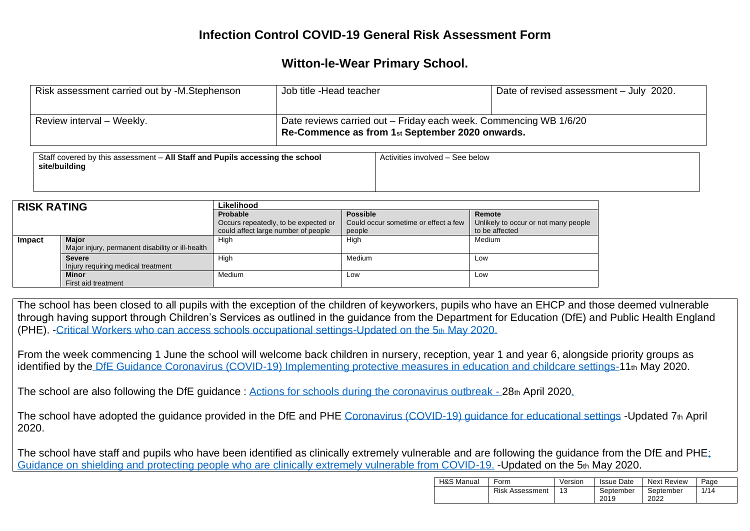# Infection Control COVID-19 General Risk Assessment Form

## Witton-le-Wear Primary School.

| | | |
|---|---|---|
| Risk assessment carried out by -M.Stephenson | Job title -Head teacher | Date of revised assessment – July 2020. |
| Review interval – Weekly. | Date reviews carried out – Friday each week. Commencing WB 1/6/20 **Re-Commence as from 1st September 2020 onwards.** | |

| | |
|---|---|
| Staff covered by this assessment – **All Staff and Pupils accessing the school site/building** | Activities involved – See below |

| **RISK RATING** | | **Likelihood** | | |
|---|---|---|---|---|
| | | **Probable** Occurs repeatedly, to be expected or could affect large number of people | **Possible** Could occur sometime or effect a few people | **Remote** Unlikely to occur or not many people to be affected |
| **Impact** | **Major** Major injury, permanent disability or ill-health | High | High | Medium |
| | **Severe** Injury requiring medical treatment | High | Medium | Low |
| | **Minor** First aid treatment | Medium | Low | Low |

The school has been closed to all pupils with the exception of the children of keyworkers, pupils who have an EHCP and those deemed vulnerable through having support through Children's Services as outlined in the guidance from the Department for Education (DfE) and Public Health England (PHE). -Critical Workers who can access schools occupational settings-Updated on the 5th May 2020.

From the week commencing 1 June the school will welcome back children in nursery, reception, year 1 and year 6, alongside priority groups as identified by the DfE Guidance Coronavirus (COVID-19) Implementing protective measures in education and childcare settings-11th May 2020.

The school are also following the DfE guidance : Actions for schools during the coronavirus outbreak - 28th April 2020.

The school have adopted the guidance provided in the DfE and PHE Coronavirus (COVID-19) guidance for educational settings -Updated 7th April 2020.

The school have staff and pupils who have been identified as clinically extremely vulnerable and are following the guidance from the DfE and PHE: Guidance on shielding and protecting people who are clinically extremely vulnerable from COVID-19. -Updated on the 5th May 2020.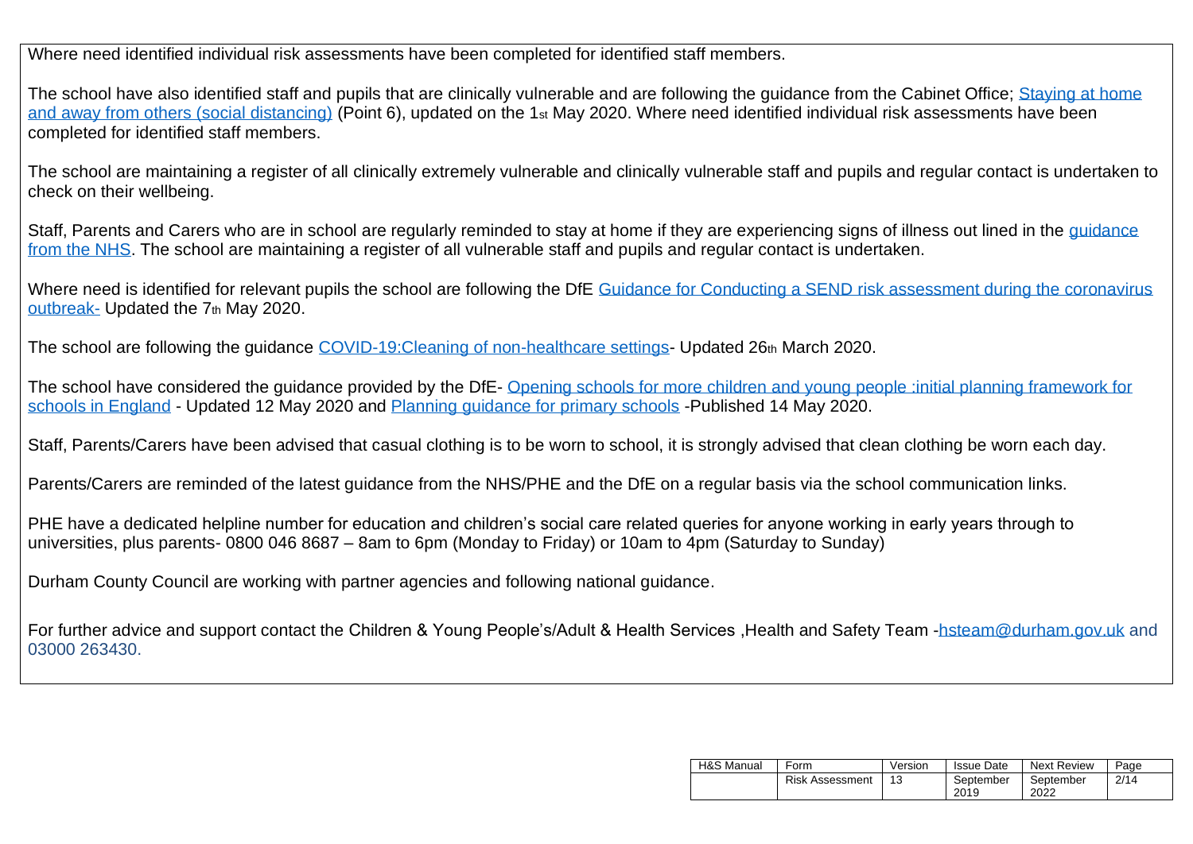Where need identified individual risk assessments have been completed for identified staff members.

The school have also identified staff and pupils that are clinically vulnerable and are following the guidance from the Cabinet Office; Staying at home and away from others (social distancing) (Point 6), updated on the 1st May 2020. Where need identified individual risk assessments have been completed for identified staff members.

The school are maintaining a register of all clinically extremely vulnerable and clinically vulnerable staff and pupils and regular contact is undertaken to check on their wellbeing.

Staff, Parents and Carers who are in school are regularly reminded to stay at home if they are experiencing signs of illness out lined in the guidance from the NHS. The school are maintaining a register of all vulnerable staff and pupils and regular contact is undertaken.

Where need is identified for relevant pupils the school are following the DfE Guidance for Conducting a SEND risk assessment during the coronavirus outbreak- Updated the 7th May 2020.

The school are following the guidance COVID-19:Cleaning of non-healthcare settings- Updated 26th March 2020.

The school have considered the guidance provided by the DfE- Opening schools for more children and young people :initial planning framework for schools in England - Updated 12 May 2020 and Planning guidance for primary schools -Published 14 May 2020.

Staff, Parents/Carers have been advised that casual clothing is to be worn to school, it is strongly advised that clean clothing be worn each day.

Parents/Carers are reminded of the latest guidance from the NHS/PHE and the DfE on a regular basis via the school communication links.

PHE have a dedicated helpline number for education and children's social care related queries for anyone working in early years through to universities, plus parents- 0800 046 8687 – 8am to 6pm (Monday to Friday) or 10am to 4pm (Saturday to Sunday)

Durham County Council are working with partner agencies and following national guidance.

For further advice and support contact the Children & Young People's/Adult & Health Services ,Health and Safety Team -hsteam@durham.gov.uk and 03000 263430.

| H&S Manual | Form | Version | Issue Date | Next Review |
|---|---|---|---|---|
| | Risk Assessment | 13 | September 2019 | September 2022 |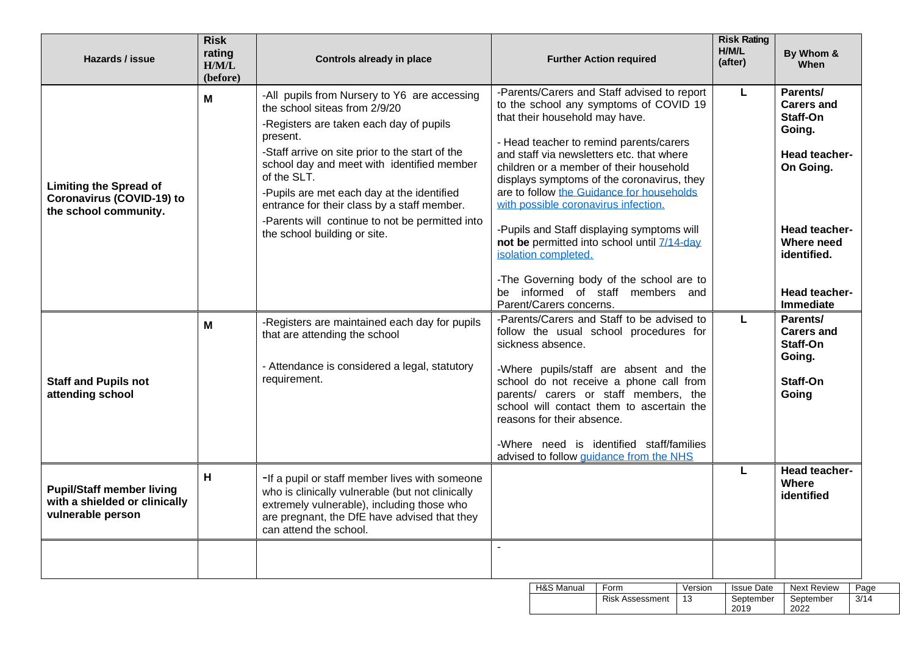| Hazards / issue | Risk rating H/M/L (before) | Controls already in place | Further Action required | Risk Rating H/M/L (after) | By Whom & When |
|---|---|---|---|---|---|
| **Limiting the Spread of Coronavirus (COVID-19) to the school community.** | M | -All pupils from Nursery to Y6 are accessing the school siteas from 2/9/20<br>-Registers are taken each day of pupils present.<br>-Staff arrive on site prior to the start of the school day and meet with identified member of the SLT.<br>-Pupils are met each day at the identified entrance for their class by a staff member.<br>-Parents will continue to not be permitted into the school building or site. | -Parents/Carers and Staff advised to report to the school any symptoms of COVID 19 that their household may have.<br>- Head teacher to remind parents/carers and staff via newsletters etc. that where children or a member of their household displays symptoms of the coronavirus, they are to follow the Guidance for households with possible coronavirus infection.<br>-Pupils and Staff displaying symptoms will **not be** permitted into school until 7/14-day isolation completed.<br>-The Governing body of the school are to be informed of staff members and Parent/Carers concerns. | L | **Parents/ Carers and Staff-On Going.**<br>**Head teacher-On Going.**<br>**Head teacher-Where need identified.**<br>**Head teacher-Immediate** |
| **Staff and Pupils not attending school** | M | -Registers are maintained each day for pupils that are attending the school<br>- Attendance is considered a legal, statutory requirement. | -Parents/Carers and Staff to be advised to follow the usual school procedures for sickness absence.<br>-Where pupils/staff are absent and the school do not receive a phone call from parents/ carers or staff members, the school will contact them to ascertain the reasons for their absence.<br>-Where need is identified staff/families advised to follow guidance from the NHS | L | **Parents/ Carers and Staff-On Going.**<br>**Staff-On Going** |
| **Pupil/Staff member living with a shielded or clinically vulnerable person** | H | -If a pupil or staff member lives with someone who is clinically vulnerable (but not clinically extremely vulnerable), including those who are pregnant, the DfE have advised that they can attend the school. | | L | **Head teacher-Where identified** |
| | | | - | | |

| H&S Manual | Form | Version | Issue Date | Next Review |
|---|---|---|---|---|
| | Risk Assessment | 13 | September 2019 | September 2022 |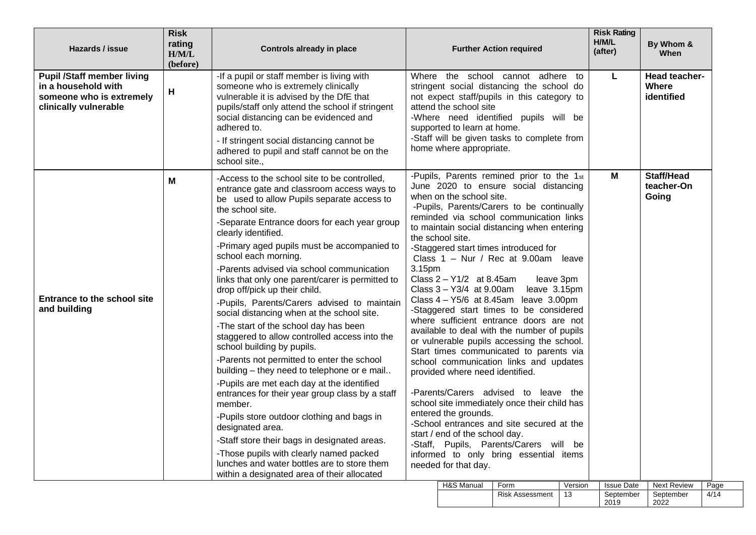| Hazards / issue | Risk rating H/M/L (before) | Controls already in place | Further Action required | Risk Rating H/M/L (after) | By Whom & When |
|---|---|---|---|---|---|
| **Pupil /Staff member living in a household with someone who is extremely clinically vulnerable** | **H** | -If a pupil or staff member is living with someone who is extremely clinically vulnerable it is advised by the DfE that pupils/staff only attend the school if stringent social distancing can be evidenced and adhered to.<br>- If stringent social distancing cannot be adhered to pupil and staff cannot be on the school site., | Where the school cannot adhere to stringent social distancing the school do not expect staff/pupils in this category to attend the school site<br>-Where need identified pupils will be supported to learn at home.<br>-Staff will be given tasks to complete from home where appropriate. | **L** | **Head teacher-Where identified** |
| **Entrance to the school site and building** | **M** | -Access to the school site to be controlled, entrance gate and classroom access ways to be used to allow Pupils separate access to the school site.<br>-Separate Entrance doors for each year group clearly identified.<br>-Primary aged pupils must be accompanied to school each morning.<br>-Parents advised via school communication links that only one parent/carer is permitted to drop off/pick up their child.<br>-Pupils, Parents/Carers advised to maintain social distancing when at the school site.<br>-The start of the school day has been staggered to allow controlled access into the school building by pupils.<br>-Parents not permitted to enter the school building – they need to telephone or e mail..<br>-Pupils are met each day at the identified entrances for their year group class by a staff member.<br>-Pupils store outdoor clothing and bags in designated area.<br>-Staff store their bags in designated areas.<br>-Those pupils with clearly named packed lunches and water bottles are to store them within a designated area of their allocated | -Pupils, Parents remined prior to the 1st June 2020 to ensure social distancing when on the school site.<br>-Pupils, Parents/Carers to be continually reminded via school communication links to maintain social distancing when entering the school site.<br>-Staggered start times introduced for<br>Class 1 – Nur / Rec at 9.00am leave 3.15pm<br>Class 2 – Y1/2 at 8.45am leave 3pm<br>Class 3 – Y3/4 at 9.00am leave 3.15pm<br>Class 4 – Y5/6 at 8.45am leave 3.00pm<br>-Staggered start times to be considered where sufficient entrance doors are not available to deal with the number of pupils or vulnerable pupils accessing the school. Start times communicated to parents via school communication links and updates provided where need identified.<br><br>-Parents/Carers advised to leave the school site immediately once their child has entered the grounds.<br>-School entrances and site secured at the start / end of the school day.<br>-Staff, Pupils, Parents/Carers will be informed to only bring essential items needed for that day. | **M** | **Staff/Head teacher-On Going** |

| H&S Manual | Form | Version | Issue Date | Next Review | Page |
|---|---|---|---|---|---|
| | Risk Assessment | 13 | September 2019 | September 2022 | 4/14 |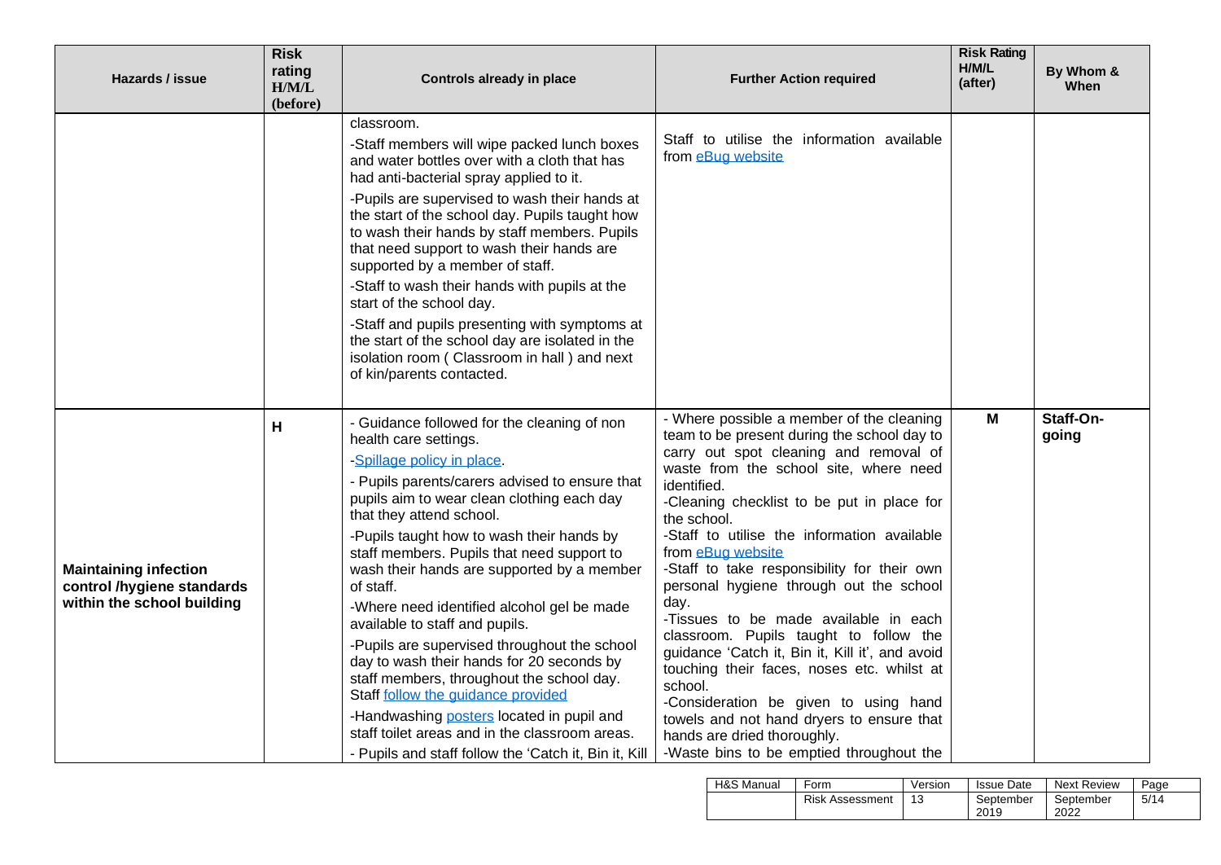| Hazards / issue | Risk rating H/M/L (before) | Controls already in place | Further Action required | Risk Rating H/M/L (after) | By Whom & When |
|---|---|---|---|---|---|
| | | classroom.<br>-Staff members will wipe packed lunch boxes and water bottles over with a cloth that has had anti-bacterial spray applied to it.<br>-Pupils are supervised to wash their hands at the start of the school day. Pupils taught how to wash their hands by staff members. Pupils that need support to wash their hands are supported by a member of staff.<br>-Staff to wash their hands with pupils at the start of the school day.<br>-Staff and pupils presenting with symptoms at the start of the school day are isolated in the isolation room ( Classroom in hall ) and next of kin/parents contacted. | Staff to utilise the information available from eBug website | | |
| **Maintaining infection control /hygiene standards within the school building** | **H** | - Guidance followed for the cleaning of non health care settings.<br>-Spillage policy in place.<br>- Pupils parents/carers advised to ensure that pupils aim to wear clean clothing each day that they attend school.<br>-Pupils taught how to wash their hands by staff members. Pupils that need support to wash their hands are supported by a member of staff.<br>-Where need identified alcohol gel be made available to staff and pupils.<br>-Pupils are supervised throughout the school day to wash their hands for 20 seconds by staff members, throughout the school day. Staff follow the guidance provided<br>-Handwashing posters located in pupil and staff toilet areas and in the classroom areas.<br>- Pupils and staff follow the 'Catch it, Bin it, Kill | - Where possible a member of the cleaning team to be present during the school day to carry out spot cleaning and removal of waste from the school site, where need identified.<br>-Cleaning checklist to be put in place for the school.<br>-Staff to utilise the information available from eBug website<br>-Staff to take responsibility for their own personal hygiene through out the school day.<br>-Tissues to be made available in each classroom. Pupils taught to follow the guidance 'Catch it, Bin it, Kill it', and avoid touching their faces, noses etc. whilst at school.<br>-Consideration be given to using hand towels and not hand dryers to ensure that hands are dried thoroughly.<br>-Waste bins to be emptied throughout the | **M** | **Staff-On-going** |

| H&S Manual | Form | Version | Issue Date | Next Review | Page |
|---|---|---|---|---|---|
| | Risk Assessment | 13 | September 2019 | September 2022 | 5/14 |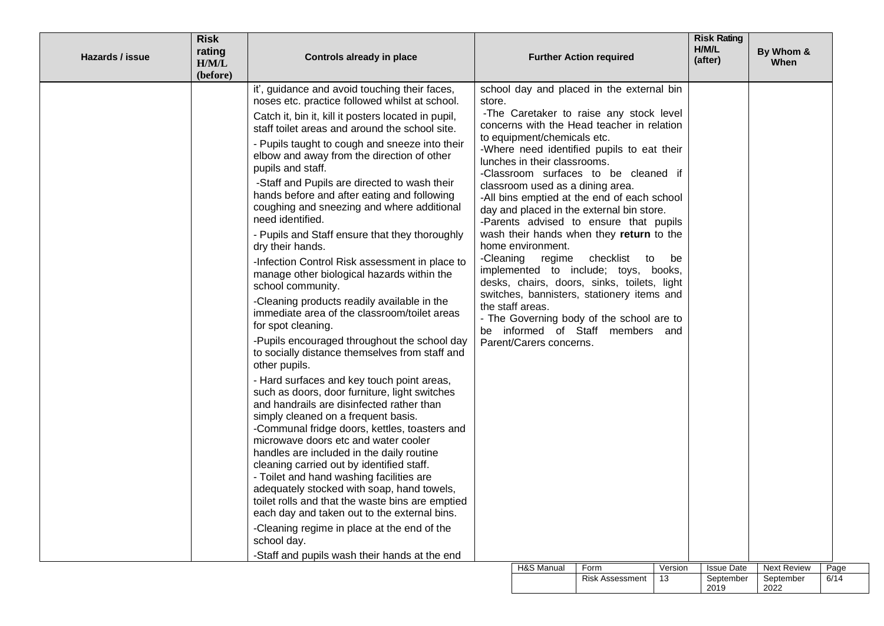| Hazards / issue | Risk rating H/M/L (before) | Controls already in place | Further Action required | Risk Rating H/M/L (after) | By Whom & When |
|---|---|---|---|---|---|
| | | it', guidance and avoid touching their faces, noses etc. practice followed whilst at school.<br><br>Catch it, bin it, kill it posters located in pupil, staff toilet areas and around the school site.<br><br>- Pupils taught to cough and sneeze into their elbow and away from the direction of other pupils and staff.<br><br>-Staff and Pupils are directed to wash their hands before and after eating and following coughing and sneezing and where additional need identified.<br><br>- Pupils and Staff ensure that they thoroughly dry their hands.<br><br>-Infection Control Risk assessment in place to manage other biological hazards within the school community.<br><br>-Cleaning products readily available in the immediate area of the classroom/toilet areas for spot cleaning.<br><br>-Pupils encouraged throughout the school day to socially distance themselves from staff and other pupils.<br><br>- Hard surfaces and key touch point areas, such as doors, door furniture, light switches and handrails are disinfected rather than simply cleaned on a frequent basis.<br>-Communal fridge doors, kettles, toasters and microwave doors etc and water cooler handles are included in the daily routine cleaning carried out by identified staff.<br>- Toilet and hand washing facilities are adequately stocked with soap, hand towels, toilet rolls and that the waste bins are emptied each day and taken out to the external bins.<br><br>-Cleaning regime in place at the end of the school day.<br><br>-Staff and pupils wash their hands at the end | school day and placed in the external bin store.<br>-The Caretaker to raise any stock level concerns with the Head teacher in relation to equipment/chemicals etc.<br>-Where need identified pupils to eat their lunches in their classrooms.<br>-Classroom surfaces to be cleaned if classroom used as a dining area.<br>-All bins emptied at the end of each school day and placed in the external bin store.<br>-Parents advised to ensure that pupils wash their hands when they **return** to the home environment.<br>-Cleaning regime checklist to be implemented to include; toys, books, desks, chairs, doors, sinks, toilets, light switches, bannisters, stationery items and the staff areas.<br>- The Governing body of the school are to be informed of Staff members and Parent/Carers concerns. | | |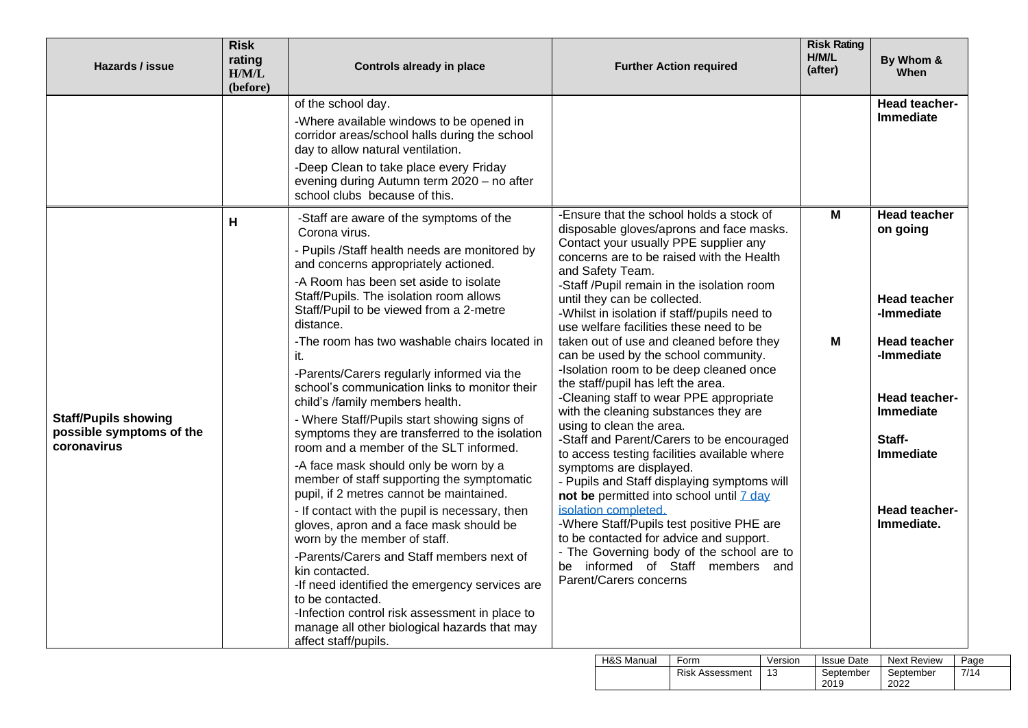| Hazards / issue | Risk rating H/M/L (before) | Controls already in place | Further Action required | Risk Rating H/M/L (after) | By Whom & When |
|---|---|---|---|---|---|
| | | of the school day.<br>-Where available windows to be opened in corridor areas/school halls during the school day to allow natural ventilation.<br>-Deep Clean to take place every Friday evening during Autumn term 2020 – no after school clubs because of this. | | | **Head teacher- Immediate** |
| **Staff/Pupils showing possible symptoms of the coronavirus** | **H** | -Staff are aware of the symptoms of the Corona virus.<br>- Pupils /Staff health needs are monitored by and concerns appropriately actioned.<br>-A Room has been set aside to isolate Staff/Pupils. The isolation room allows Staff/Pupil to be viewed from a 2-metre distance.<br>-The room has two washable chairs located in it.<br>-Parents/Carers regularly informed via the school's communication links to monitor their child's /family members health.<br>- Where Staff/Pupils start showing signs of symptoms they are transferred to the isolation room and a member of the SLT informed.<br>-A face mask should only be worn by a member of staff supporting the symptomatic pupil, if 2 metres cannot be maintained.<br>- If contact with the pupil is necessary, then gloves, apron and a face mask should be worn by the member of staff.<br>-Parents/Carers and Staff members next of kin contacted.<br>-If need identified the emergency services are to be contacted.<br>-Infection control risk assessment in place to manage all other biological hazards that may affect staff/pupils. | -Ensure that the school holds a stock of disposable gloves/aprons and face masks. Contact your usually PPE supplier any concerns are to be raised with the Health and Safety Team.<br>-Staff /Pupil remain in the isolation room until they can be collected.<br>-Whilst in isolation if staff/pupils need to use welfare facilities these need to be taken out of use and cleaned before they can be used by the school community.<br>-Isolation room to be deep cleaned once the staff/pupil has left the area.<br>-Cleaning staff to wear PPE appropriate with the cleaning substances they are using to clean the area.<br>-Staff and Parent/Carers to be encouraged to access testing facilities available where symptoms are displayed.<br>- Pupils and Staff displaying symptoms will **not be** permitted into school until 7 day isolation completed.<br>-Where Staff/Pupils test positive PHE are to be contacted for advice and support.<br>- The Governing body of the school are to be informed of Staff members and Parent/Carers concerns | **M**<br><br>**M** | **Head teacher on going**<br><br>**Head teacher -Immediate**<br><br>**Head teacher -Immediate**<br><br>**Head teacher- Immediate**<br><br>**Staff- Immediate**<br><br>**Head teacher- Immediate.** |

| H&S Manual | Form | Version | Issue Date | Next Review | Page |
|---|---|---|---|---|---|
| | Risk Assessment | 13 | September 2019 | September 2022 | 7/14 |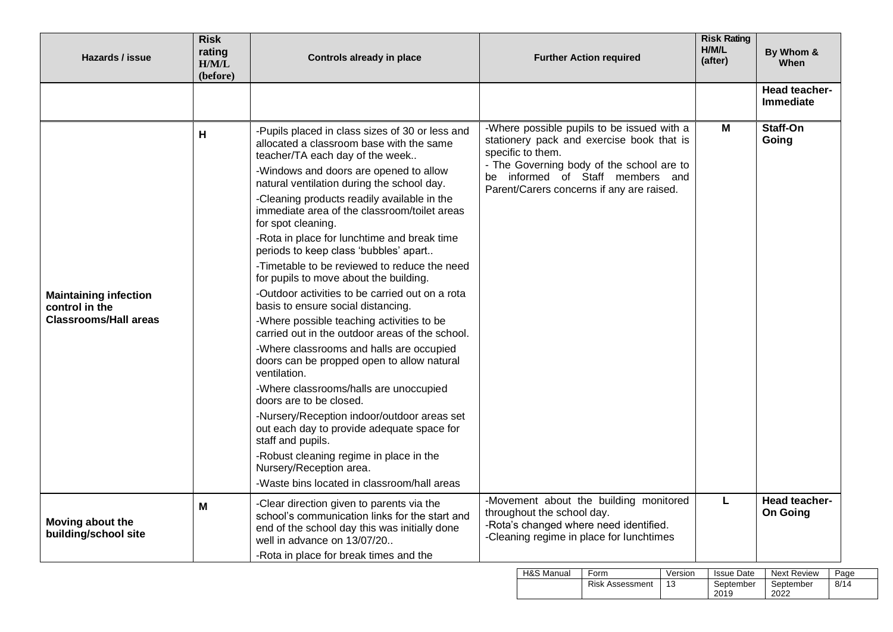| Hazards / issue | Risk rating H/M/L (before) | Controls already in place | Further Action required | Risk Rating H/M/L (after) | By Whom & When |
|---|---|---|---|---|---|
| | | | | | **Head teacher-Immediate** |
| **Maintaining infection control in the Classrooms/Hall areas** | **H** | -Pupils placed in class sizes of 30 or less and allocated a classroom base with the same teacher/TA each day of the week..<br>-Windows and doors are opened to allow natural ventilation during the school day.<br>-Cleaning products readily available in the immediate area of the classroom/toilet areas for spot cleaning.<br>-Rota in place for lunchtime and break time periods to keep class 'bubbles' apart..<br>-Timetable to be reviewed to reduce the need for pupils to move about the building.<br>-Outdoor activities to be carried out on a rota basis to ensure social distancing.<br>-Where possible teaching activities to be carried out in the outdoor areas of the school.<br>-Where classrooms and halls are occupied doors can be propped open to allow natural ventilation.<br>-Where classrooms/halls are unoccupied doors are to be closed.<br>-Nursery/Reception indoor/outdoor areas set out each day to provide adequate space for staff and pupils.<br>-Robust cleaning regime in place in the Nursery/Reception area.<br>-Waste bins located in classroom/hall areas | -Where possible pupils to be issued with a stationery pack and exercise book that is specific to them.<br>- The Governing body of the school are to be informed of Staff members and Parent/Carers concerns if any are raised. | **M** | **Staff-On Going** |
| **Moving about the building/school site** | **M** | -Clear direction given to parents via the school's communication links for the start and end of the school day this was initially done well in advance on 13/07/20..<br>-Rota in place for break times and the | -Movement about the building monitored throughout the school day.<br>-Rota's changed where need identified.<br>-Cleaning regime in place for lunchtimes | **L** | **Head teacher-On Going** |

| H&S Manual | Form | Version | Issue Date | Next Review | Page |
|---|---|---|---|---|---|
| | Risk Assessment | 13 | September 2019 | September 2022 | 8/14 |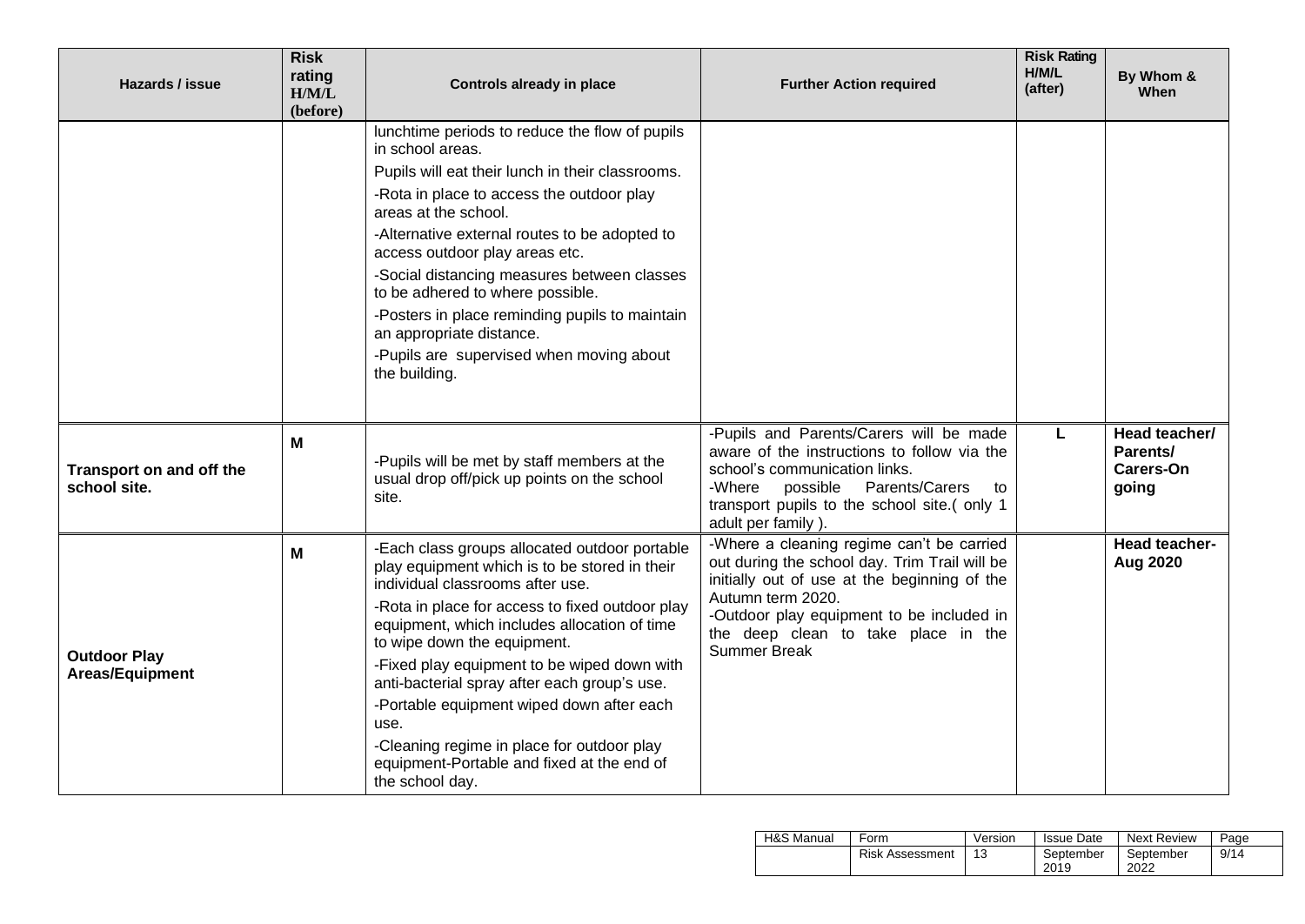| Hazards / issue | Risk rating H/M/L (before) | Controls already in place | Further Action required | Risk Rating H/M/L (after) | By Whom & When |
|---|---|---|---|---|---|
| | | lunchtime periods to reduce the flow of pupils in school areas.<br>Pupils will eat their lunch in their classrooms.<br>-Rota in place to access the outdoor play areas at the school.<br>-Alternative external routes to be adopted to access outdoor play areas etc.<br>-Social distancing measures between classes to be adhered to where possible.<br>-Posters in place reminding pupils to maintain an appropriate distance.<br>-Pupils are supervised when moving about the building. | | | |
| **Transport on and off the school site.** | **M** | -Pupils will be met by staff members at the usual drop off/pick up points on the school site. | -Pupils and Parents/Carers will be made aware of the instructions to follow via the school's communication links.<br>-Where possible Parents/Carers to transport pupils to the school site.( only 1 adult per family ). | **L** | **Head teacher/ Parents/ Carers-On going** |
| **Outdoor Play Areas/Equipment** | **M** | -Each class groups allocated outdoor portable play equipment which is to be stored in their individual classrooms after use.<br>-Rota in place for access to fixed outdoor play equipment, which includes allocation of time to wipe down the equipment.<br>-Fixed play equipment to be wiped down with anti-bacterial spray after each group's use.<br>-Portable equipment wiped down after each use.<br>-Cleaning regime in place for outdoor play equipment-Portable and fixed at the end of the school day. | -Where a cleaning regime can't be carried out during the school day. Trim Trail will be initially out of use at the beginning of the Autumn term 2020.<br>-Outdoor play equipment to be included in the deep clean to take place in the Summer Break | | **Head teacher- Aug 2020** |

| H&S Manual | Form | Version | Issue Date | Next Review | Page |
|---|---|---|---|---|---|
| | Risk Assessment | 13 | September 2019 | September 2022 | 9/14 |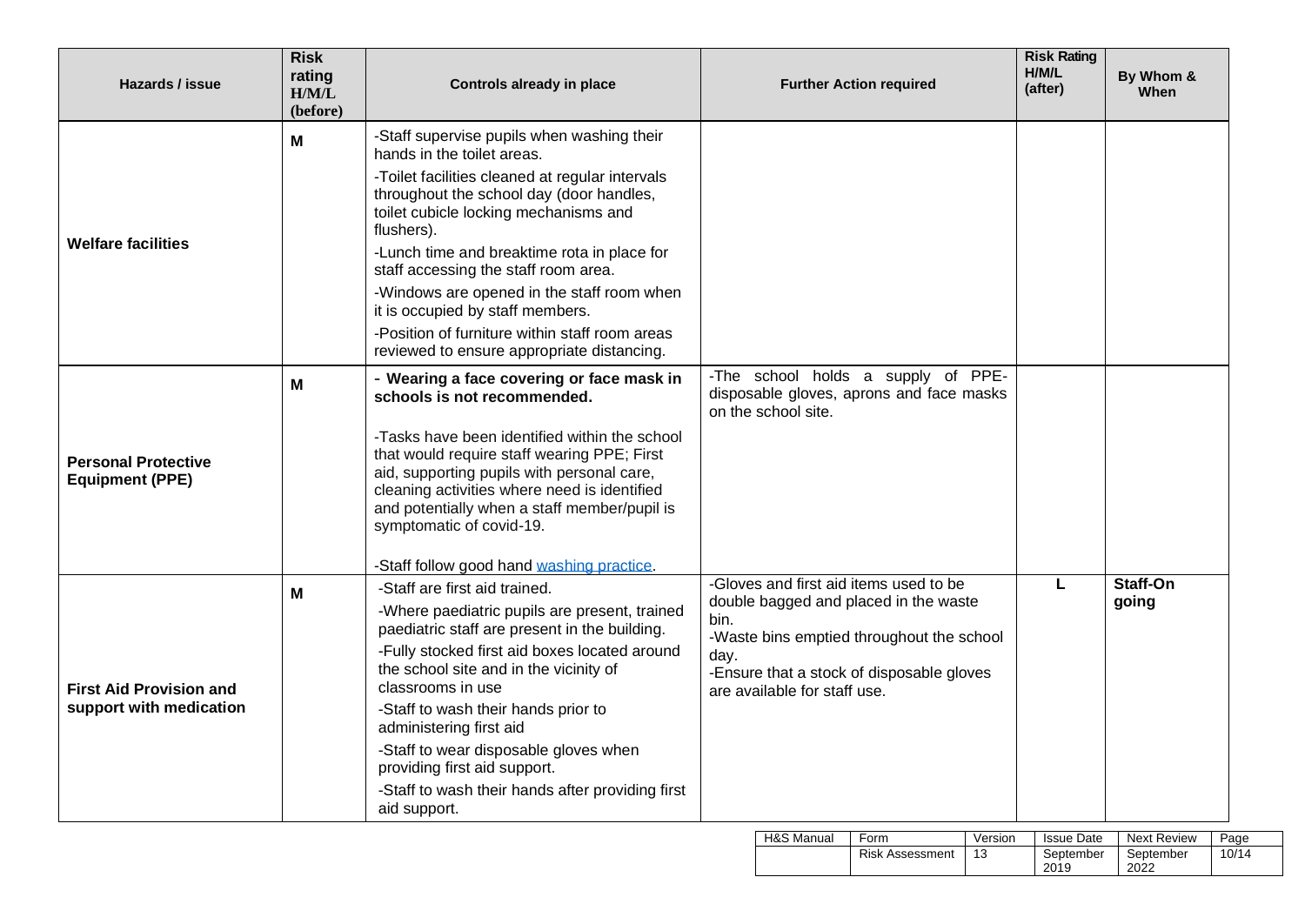| Hazards / issue | Risk rating H/M/L (before) | Controls already in place | Further Action required | Risk Rating H/M/L (after) | By Whom & When |
|---|---|---|---|---|---|
| **Welfare facilities** | **M** | -Staff supervise pupils when washing their hands in the toilet areas.<br>-Toilet facilities cleaned at regular intervals throughout the school day (door handles, toilet cubicle locking mechanisms and flushers).<br>-Lunch time and breaktime rota in place for staff accessing the staff room area.<br>-Windows are opened in the staff room when it is occupied by staff members.<br>-Position of furniture within staff room areas reviewed to ensure appropriate distancing. | | | |
| **Personal Protective Equipment (PPE)** | **M** | **- Wearing a face covering or face mask in schools is not recommended.**<br><br>-Tasks have been identified within the school that would require staff wearing PPE; First aid, supporting pupils with personal care, cleaning activities where need is identified and potentially when a staff member/pupil is symptomatic of covid-19.<br><br>-Staff follow good hand washing practice. | -The school holds a supply of PPE-disposable gloves, aprons and face masks on the school site. | | |
| **First Aid Provision and support with medication** | **M** | -Staff are first aid trained.<br>-Where paediatric pupils are present, trained paediatric staff are present in the building.<br>-Fully stocked first aid boxes located around the school site and in the vicinity of classrooms in use<br>-Staff to wash their hands prior to administering first aid<br>-Staff to wear disposable gloves when providing first aid support.<br>-Staff to wash their hands after providing first aid support. | -Gloves and first aid items used to be double bagged and placed in the waste bin.<br>-Waste bins emptied throughout the school day.<br>-Ensure that a stock of disposable gloves are available for staff use. | **L** | **Staff-On going** |

| H&S Manual | Form | Version | Issue Date | Next Review | Page |
|---|---|---|---|---|---|
| | Risk Assessment | 13 | September 2019 | September 2022 | 10/14 |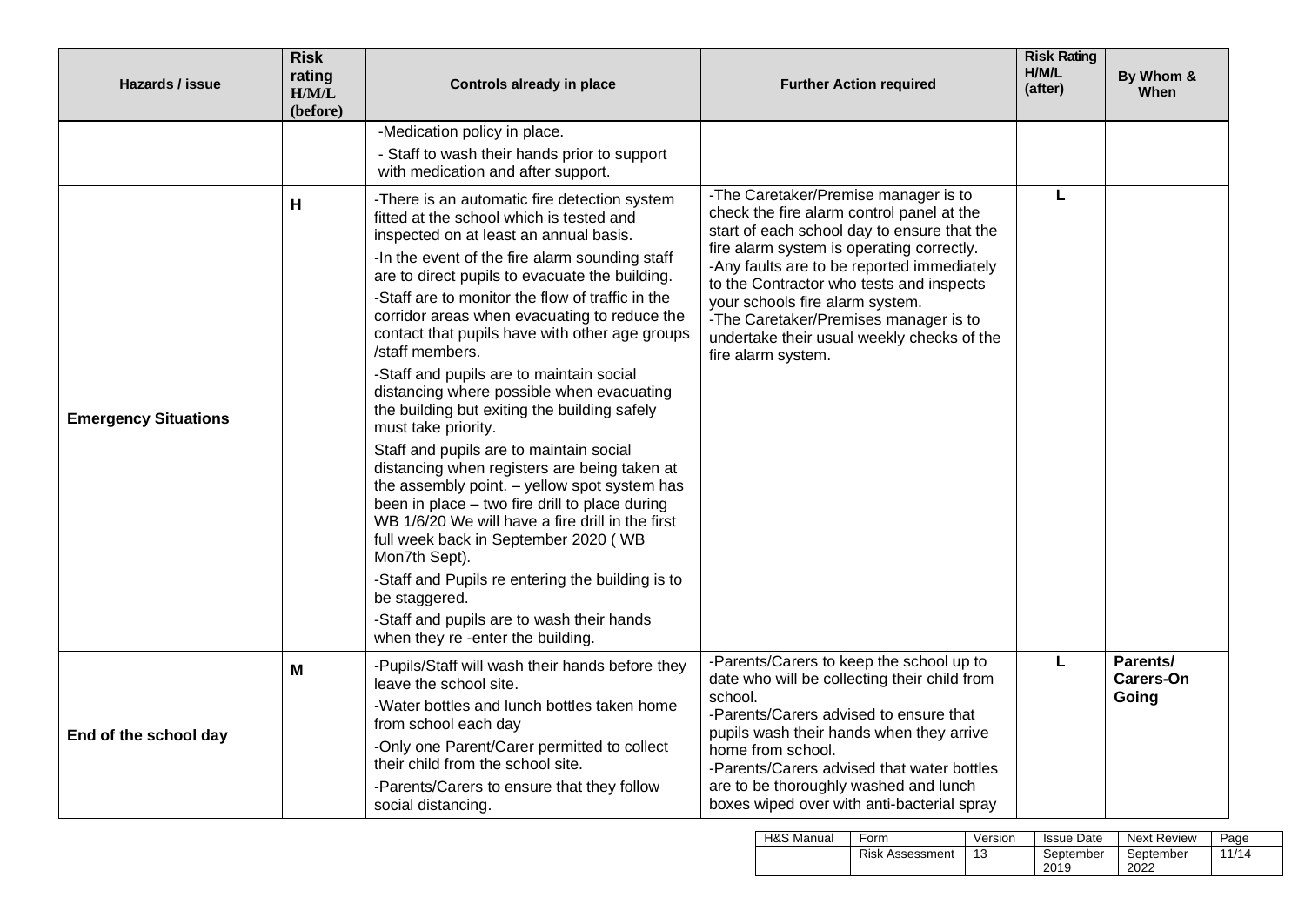| Hazards / issue | Risk rating H/M/L (before) | Controls already in place | Further Action required | Risk Rating H/M/L (after) | By Whom & When |
|---|---|---|---|---|---|
| | | -Medication policy in place.<br>- Staff to wash their hands prior to support with medication and after support. | | | |
| **Emergency Situations** | **H** | -There is an automatic fire detection system fitted at the school which is tested and inspected on at least an annual basis.<br>-In the event of the fire alarm sounding staff are to direct pupils to evacuate the building.<br>-Staff are to monitor the flow of traffic in the corridor areas when evacuating to reduce the contact that pupils have with other age groups /staff members.<br>-Staff and pupils are to maintain social distancing where possible when evacuating the building but exiting the building safely must take priority.<br>Staff and pupils are to maintain social distancing when registers are being taken at the assembly point. – yellow spot system has been in place – two fire drill to place during WB 1/6/20 We will have a fire drill in the first full week back in September 2020 ( WB Mon7th Sept).<br>-Staff and Pupils re entering the building is to be staggered.<br>-Staff and pupils are to wash their hands when they re -enter the building. | -The Caretaker/Premise manager is to check the fire alarm control panel at the start of each school day to ensure that the fire alarm system is operating correctly.<br>-Any faults are to be reported immediately to the Contractor who tests and inspects your schools fire alarm system.<br>-The Caretaker/Premises manager is to undertake their usual weekly checks of the fire alarm system. | **L** | |
| **End of the school day** | **M** | -Pupils/Staff will wash their hands before they leave the school site.<br>-Water bottles and lunch bottles taken home from school each day<br>-Only one Parent/Carer permitted to collect their child from the school site.<br>-Parents/Carers to ensure that they follow social distancing. | -Parents/Carers to keep the school up to date who will be collecting their child from school.<br>-Parents/Carers advised to ensure that pupils wash their hands when they arrive home from school.<br>-Parents/Carers advised that water bottles are to be thoroughly washed and lunch boxes wiped over with anti-bacterial spray | **L** | **Parents/ Carers-On Going** |

| H&S Manual | Form | Version | Issue Date | Next Review | Page |
|---|---|---|---|---|---|
| | Risk Assessment | 13 | September 2019 | September 2022 | 11/14 |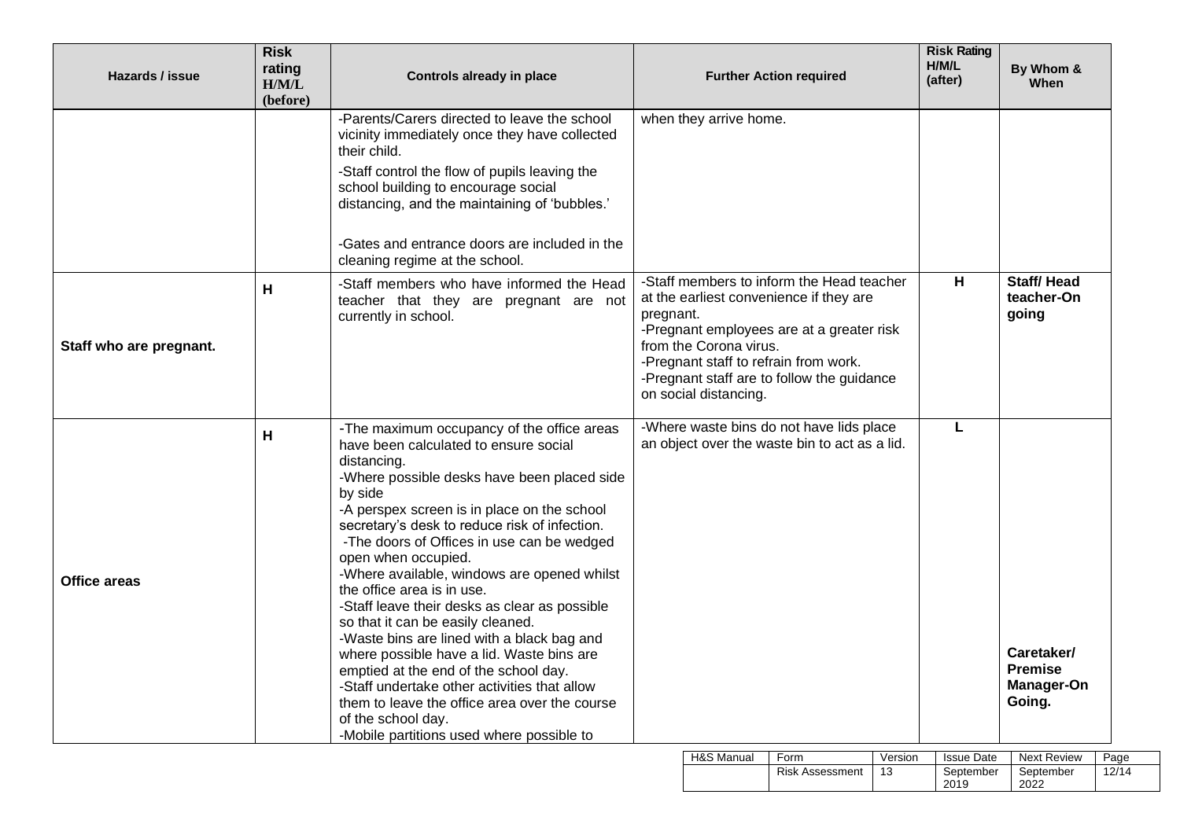| Hazards / issue | Risk rating H/M/L (before) | Controls already in place | Further Action required | Risk Rating H/M/L (after) | By Whom & When |
|---|---|---|---|---|---|
| | | -Parents/Carers directed to leave the school vicinity immediately once they have collected their child.<br>-Staff control the flow of pupils leaving the school building to encourage social distancing, and the maintaining of 'bubbles.'<br>-Gates and entrance doors are included in the cleaning regime at the school. | when they arrive home. | | |
| **Staff who are pregnant.** | **H** | -Staff members who have informed the Head teacher that they are pregnant are not currently in school. | -Staff members to inform the Head teacher at the earliest convenience if they are pregnant.<br>-Pregnant employees are at a greater risk from the Corona virus.<br>-Pregnant staff to refrain from work.<br>-Pregnant staff are to follow the guidance on social distancing. | **H** | **Staff/ Head teacher-On going** |
| **Office areas** | **H** | -The maximum occupancy of the office areas have been calculated to ensure social distancing.<br>-Where possible desks have been placed side by side<br>-A perspex screen is in place on the school secretary's desk to reduce risk of infection.<br>-The doors of Offices in use can be wedged open when occupied.<br>-Where available, windows are opened whilst the office area is in use.<br>-Staff leave their desks as clear as possible so that it can be easily cleaned.<br>-Waste bins are lined with a black bag and where possible have a lid. Waste bins are emptied at the end of the school day.<br>-Staff undertake other activities that allow them to leave the office area over the course of the school day.<br>-Mobile partitions used where possible to | -Where waste bins do not have lids place an object over the waste bin to act as a lid. | **L** | **Caretaker/ Premise Manager-On Going.** |

| H&S Manual | Form | Version | Issue Date | Next Review |
|---|---|---|---|---|
| | Risk Assessment | 13 | September 2019 | September 2022 |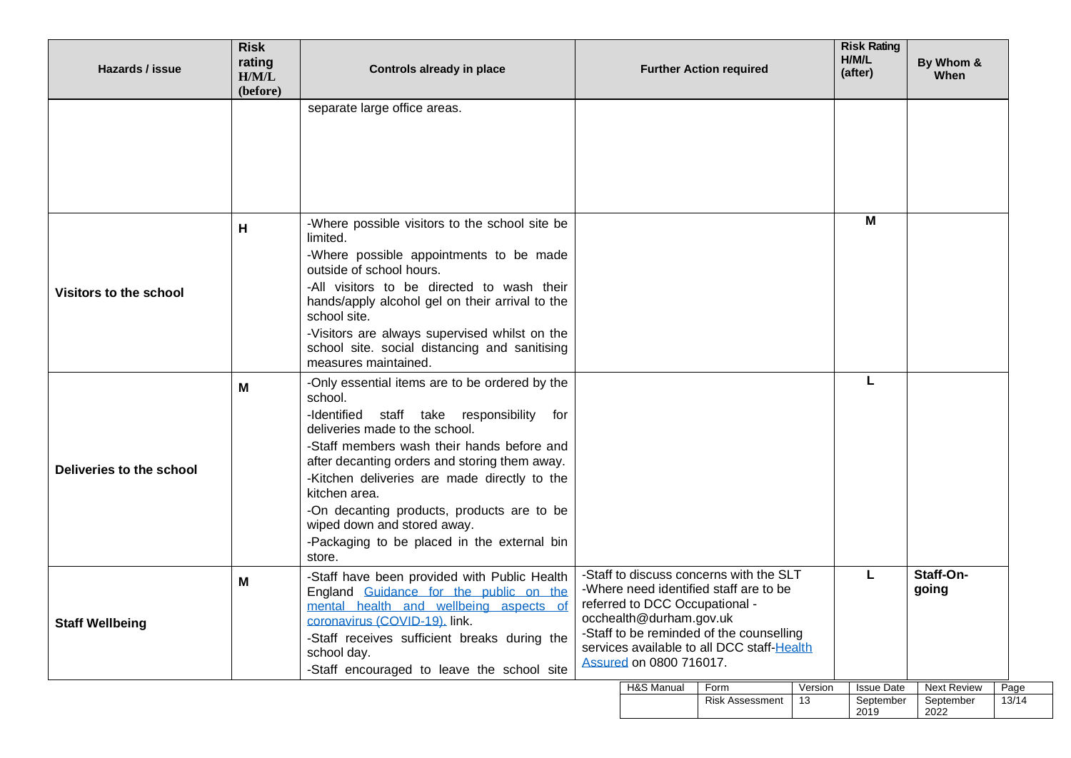| Hazards / issue | Risk rating H/M/L (before) | Controls already in place | Further Action required | Risk Rating H/M/L (after) | By Whom & When |
|---|---|---|---|---|---|
| | | separate large office areas. | | | |
| **Visitors to the school** | **H** | -Where possible visitors to the school site be limited.<br>-Where possible appointments to be made outside of school hours.<br>-All visitors to be directed to wash their hands/apply alcohol gel on their arrival to the school site.<br>-Visitors are always supervised whilst on the school site. social distancing and sanitising measures maintained. | | **M** | |
| **Deliveries to the school** | **M** | -Only essential items are to be ordered by the school.<br>-Identified staff take responsibility for deliveries made to the school.<br>-Staff members wash their hands before and after decanting orders and storing them away.<br>-Kitchen deliveries are made directly to the kitchen area.<br>-On decanting products, products are to be wiped down and stored away.<br>-Packaging to be placed in the external bin store. | | **L** | |
| **Staff Wellbeing** | **M** | -Staff have been provided with Public Health England Guidance for the public on the mental health and wellbeing aspects of coronavirus (COVID-19). link.<br>-Staff receives sufficient breaks during the school day.<br>-Staff encouraged to leave the school site | -Staff to discuss concerns with the SLT<br>-Where need identified staff are to be referred to DCC Occupational - occhealth@durham.gov.uk<br>-Staff to be reminded of the counselling services available to all DCC staff-Health Assured on 0800 716017. | **L** | **Staff-On-going** |

| H&S Manual | Form | Version | Issue Date | Next Review | Page |
|---|---|---|---|---|---|
| | Risk Assessment | 13 | September 2019 | September 2022 | 13/14 |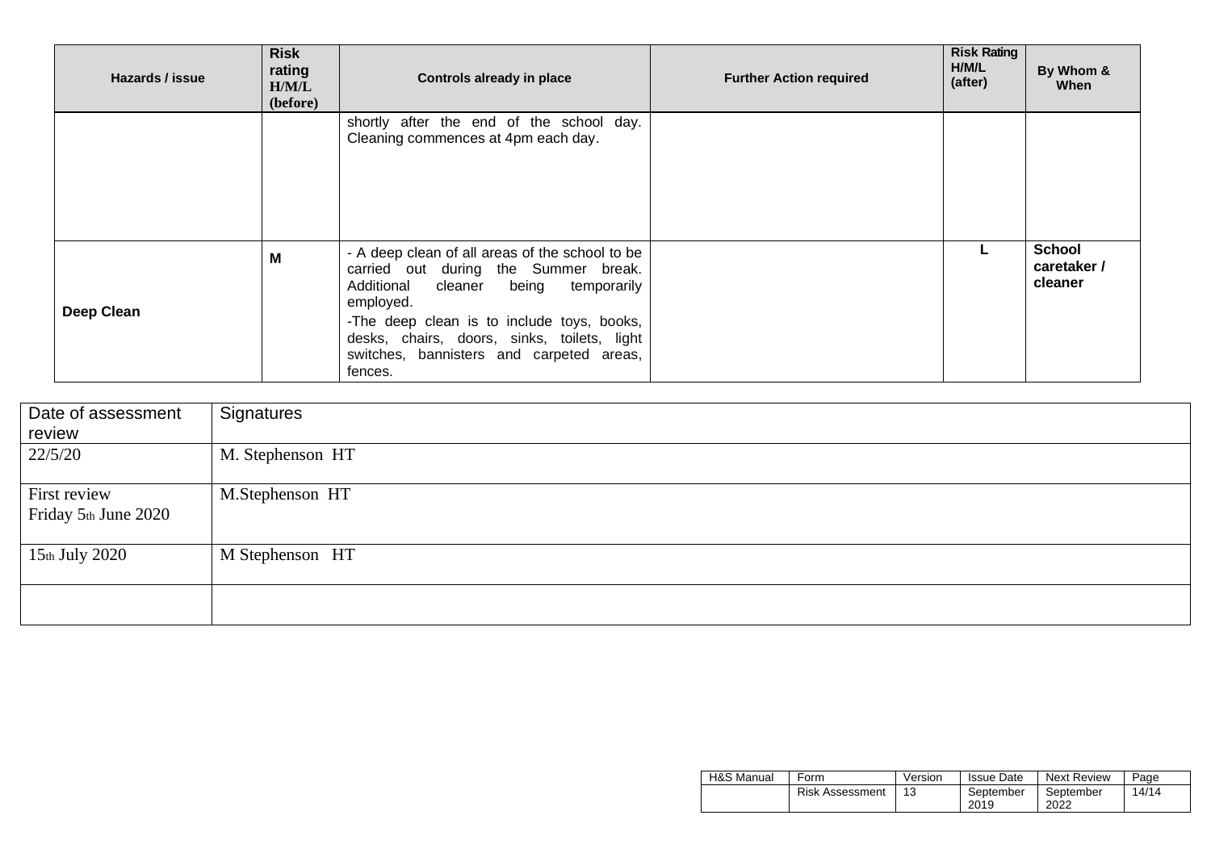| Hazards / issue | Risk rating H/M/L (before) | Controls already in place | Further Action required | Risk Rating H/M/L (after) | By Whom & When |
|---|---|---|---|---|---|
| | | shortly after the end of the school day. Cleaning commences at 4pm each day. | | | |
| **Deep Clean** | **M** | - A deep clean of all areas of the school to be carried out during the Summer break. Additional cleaner being temporarily employed.<br>-The deep clean is to include toys, books, desks, chairs, doors, sinks, toilets, light switches, bannisters and carpeted areas, fences. | | **L** | **School caretaker / cleaner** |

| Date of assessment review | Signatures |
|---|---|
| 22/5/20 | M. Stephenson HT |
| First review Friday 5th June 2020 | M.Stephenson HT |
| 15th July 2020 | M Stephenson HT |
| | |

| H&S Manual | Form | Version | Issue Date | Next Review |
|---|---|---|---|---|
| | Risk Assessment | 13 | September 2019 | September 2022 |